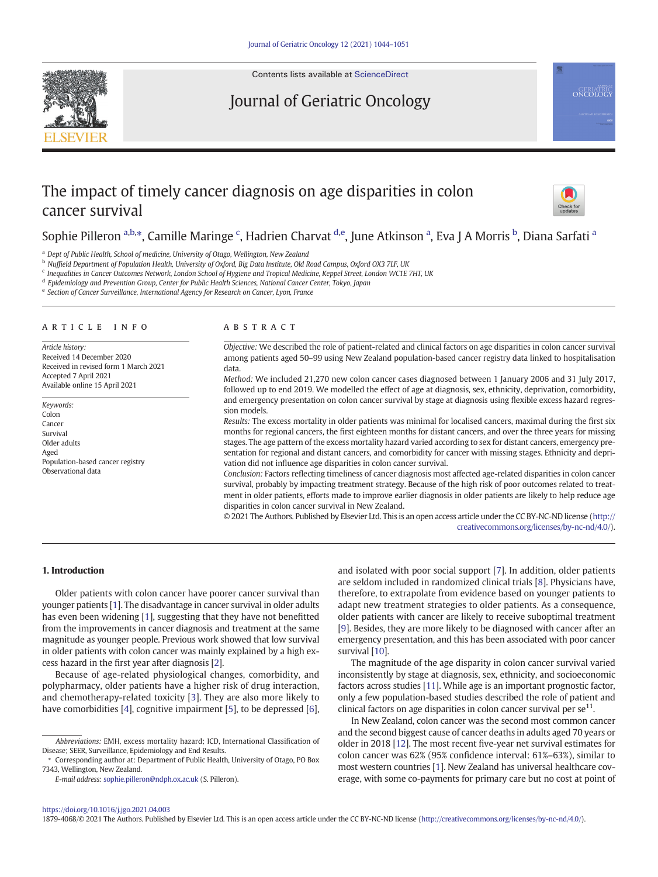# The impact of timely cancer diagnosis on age disparities in colon cancer survival

Sophie Pilleron [a,b,*], Camille Maringe [c], Hadrien Charvat [d,e], June Atkinson [a], Eva J A Morris [b], Diana Sarfati [a]

[a] Dept of Public Health, School of medicine, University of Otago, Wellington, New Zealand
[b] Nuffield Department of Population Health, University of Oxford, Big Data Institute, Old Road Campus, Oxford OX3 7LF, UK
[c] Inequalities in Cancer Outcomes Network, London School of Hygiene and Tropical Medicine, Keppel Street, London WC1E 7HT, UK
[d] Epidemiology and Prevention Group, Center for Public Health Sciences, National Cancer Center, Tokyo, Japan
[e] Section of Cancer Surveillance, International Agency for Research on Cancer, Lyon, France

## ARTICLE INFO

*Article history:*
Received 14 December 2020
Received in revised form 1 March 2021
Accepted 7 April 2021
Available online 15 April 2021

*Keywords:*
Colon
Cancer
Survival
Older adults
Aged
Population-based cancer registry
Observational data

## ABSTRACT

*Objective:* We described the role of patient-related and clinical factors on age disparities in colon cancer survival among patients aged 50–99 using New Zealand population-based cancer registry data linked to hospitalisation data.

*Method:* We included 21,270 new colon cancer cases diagnosed between 1 January 2006 and 31 July 2017, followed up to end 2019. We modelled the effect of age at diagnosis, sex, ethnicity, deprivation, comorbidity, and emergency presentation on colon cancer survival by stage at diagnosis using flexible excess hazard regression models.

*Results:* The excess mortality in older patients was minimal for localised cancers, maximal during the first six months for regional cancers, the first eighteen months for distant cancers, and over the three years for missing stages. The age pattern of the excess mortality hazard varied according to sex for distant cancers, emergency presentation for regional and distant cancers, and comorbidity for cancer with missing stages. Ethnicity and deprivation did not influence age disparities in colon cancer survival.

*Conclusion:* Factors reflecting timeliness of cancer diagnosis most affected age-related disparities in colon cancer survival, probably by impacting treatment strategy. Because of the high risk of poor outcomes related to treatment in older patients, efforts made to improve earlier diagnosis in older patients are likely to help reduce age disparities in colon cancer survival in New Zealand.

© 2021 The Authors. Published by Elsevier Ltd. This is an open access article under the CC BY-NC-ND license (http://creativecommons.org/licenses/by-nc-nd/4.0/).

## 1. Introduction

Older patients with colon cancer have poorer cancer survival than younger patients [1]. The disadvantage in cancer survival in older adults has even been widening [1], suggesting that they have not benefitted from the improvements in cancer diagnosis and treatment at the same magnitude as younger people. Previous work showed that low survival in older patients with colon cancer was mainly explained by a high excess hazard in the first year after diagnosis [2].

Because of age-related physiological changes, comorbidity, and polypharmacy, older patients have a higher risk of drug interaction, and chemotherapy-related toxicity [3]. They are also more likely to have comorbidities [4], cognitive impairment [5], to be depressed [6], and isolated with poor social support [7]. In addition, older patients are seldom included in randomized clinical trials [8]. Physicians have, therefore, to extrapolate from evidence based on younger patients to adapt new treatment strategies to older patients. As a consequence, older patients with cancer are likely to receive suboptimal treatment [9]. Besides, they are more likely to be diagnosed with cancer after an emergency presentation, and this has been associated with poor cancer survival [10].

The magnitude of the age disparity in colon cancer survival varied inconsistently by stage at diagnosis, sex, ethnicity, and socioeconomic factors across studies [11]. While age is an important prognostic factor, only a few population-based studies described the role of patient and clinical factors on age disparities in colon cancer survival per se[11].

In New Zealand, colon cancer was the second most common cancer and the second biggest cause of cancer deaths in adults aged 70 years or older in 2018 [12]. The most recent five-year net survival estimates for colon cancer was 62% (95% confidence interval: 61%–63%), similar to most western countries [1]. New Zealand has universal healthcare coverage, with some co-payments for primary care but no cost at point of

---

*Abbreviations:* EMH, excess mortality hazard; ICD, International Classification of Disease; SEER, Surveillance, Epidemiology and End Results.

\* Corresponding author at: Department of Public Health, University of Otago, PO Box 7343, Wellington, New Zealand.

*E-mail address:* sophie.pilleron@ndph.ox.ac.uk (S. Pilleron).

https://doi.org/10.1016/j.jgo.2021.04.003
1879-4068/© 2021 The Authors. Published by Elsevier Ltd. This is an open access article under the CC BY-NC-ND license (http://creativecommons.org/licenses/by-nc-nd/4.0/).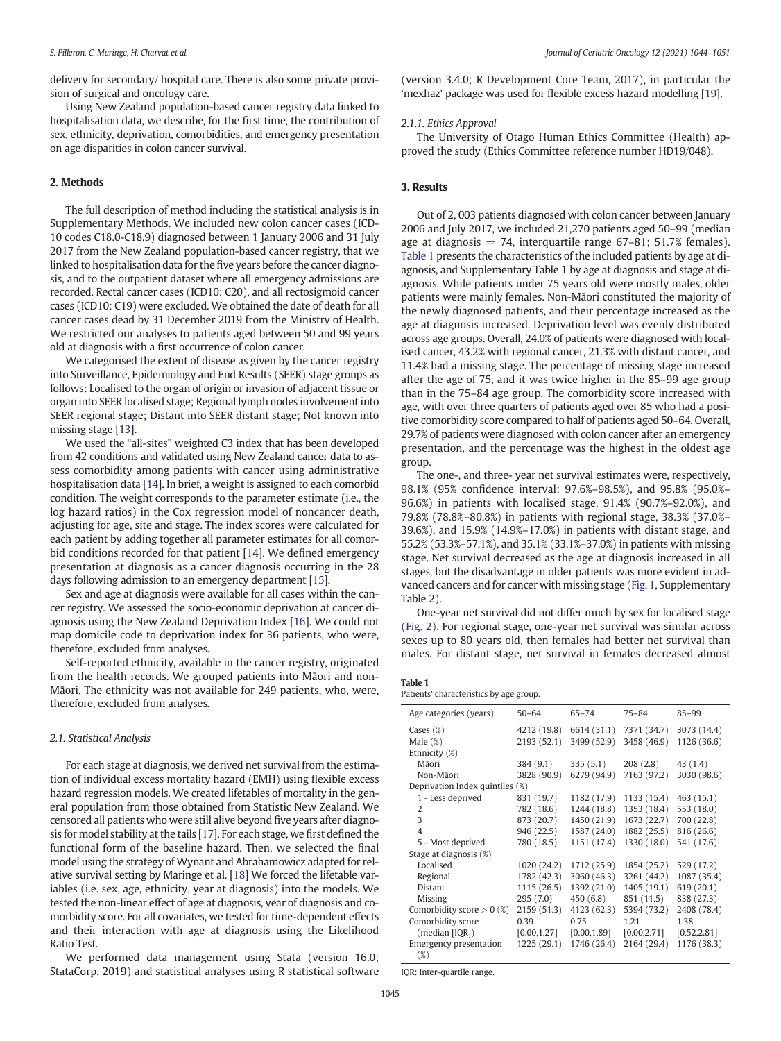delivery for secondary/ hospital care. There is also some private provision of surgical and oncology care.

Using New Zealand population-based cancer registry data linked to hospitalisation data, we describe, for the first time, the contribution of sex, ethnicity, deprivation, comorbidities, and emergency presentation on age disparities in colon cancer survival.

## 2. Methods

The full description of method including the statistical analysis is in Supplementary Methods. We included new colon cancer cases (ICD-10 codes C18.0-C18.9) diagnosed between 1 January 2006 and 31 July 2017 from the New Zealand population-based cancer registry, that we linked to hospitalisation data for the five years before the cancer diagnosis, and to the outpatient dataset where all emergency admissions are recorded. Rectal cancer cases (ICD10: C20), and all rectosigmoid cancer cases (ICD10: C19) were excluded. We obtained the date of death for all cancer cases dead by 31 December 2019 from the Ministry of Health. We restricted our analyses to patients aged between 50 and 99 years old at diagnosis with a first occurrence of colon cancer.

We categorised the extent of disease as given by the cancer registry into Surveillance, Epidemiology and End Results (SEER) stage groups as follows: Localised to the organ of origin or invasion of adjacent tissue or organ into SEER localised stage; Regional lymph nodes involvement into SEER regional stage; Distant into SEER distant stage; Not known into missing stage [13].

We used the "all-sites" weighted C3 index that has been developed from 42 conditions and validated using New Zealand cancer data to assess comorbidity among patients with cancer using administrative hospitalisation data [14]. In brief, a weight is assigned to each comorbid condition. The weight corresponds to the parameter estimate (i.e., the log hazard ratios) in the Cox regression model of noncancer death, adjusting for age, site and stage. The index scores were calculated for each patient by adding together all parameter estimates for all comorbid conditions recorded for that patient [14]. We defined emergency presentation at diagnosis as a cancer diagnosis occurring in the 28 days following admission to an emergency department [15].

Sex and age at diagnosis were available for all cases within the cancer registry. We assessed the socio-economic deprivation at cancer diagnosis using the New Zealand Deprivation Index [16]. We could not map domicile code to deprivation index for 36 patients, who were, therefore, excluded from analyses.

Self-reported ethnicity, available in the cancer registry, originated from the health records. We grouped patients into Māori and non-Māori. The ethnicity was not available for 249 patients, who, were, therefore, excluded from analyses.

### 2.1. Statistical Analysis

For each stage at diagnosis, we derived net survival from the estimation of individual excess mortality hazard (EMH) using flexible excess hazard regression models. We created lifetables of mortality in the general population from those obtained from Statistic New Zealand. We censored all patients who were still alive beyond five years after diagnosis for model stability at the tails [17]. For each stage, we first defined the functional form of the baseline hazard. Then, we selected the final model using the strategy of Wynant and Abrahamowicz adapted for relative survival setting by Maringe et al. [18] We forced the lifetable variables (i.e. sex, age, ethnicity, year at diagnosis) into the models. We tested the non-linear effect of age at diagnosis, year of diagnosis and comorbidity score. For all covariates, we tested for time-dependent effects and their interaction with age at diagnosis using the Likelihood Ratio Test.

We performed data management using Stata (version 16.0; StataCorp, 2019) and statistical analyses using R statistical software (version 3.4.0; R Development Core Team, 2017), in particular the 'mexhaz' package was used for flexible excess hazard modelling [19].

#### 2.1.1. Ethics Approval

The University of Otago Human Ethics Committee (Health) approved the study (Ethics Committee reference number HD19/048).

## 3. Results

Out of 2, 003 patients diagnosed with colon cancer between January 2006 and July 2017, we included 21,270 patients aged 50–99 (median age at diagnosis = 74, interquartile range 67–81; 51.7% females). Table 1 presents the characteristics of the included patients by age at diagnosis, and Supplementary Table 1 by age at diagnosis and stage at diagnosis. While patients under 75 years old were mostly males, older patients were mainly females. Non-Māori constituted the majority of the newly diagnosed patients, and their percentage increased as the age at diagnosis increased. Deprivation level was evenly distributed across age groups. Overall, 24.0% of patients were diagnosed with localised cancer, 43.2% with regional cancer, 21.3% with distant cancer, and 11.4% had a missing stage. The percentage of missing stage increased after the age of 75, and it was twice higher in the 85–99 age group than in the 75–84 age group. The comorbidity score increased with age, with over three quarters of patients aged over 85 who had a positive comorbidity score compared to half of patients aged 50–64. Overall, 29.7% of patients were diagnosed with colon cancer after an emergency presentation, and the percentage was the highest in the oldest age group.

The one-, and three- year net survival estimates were, respectively, 98.1% (95% confidence interval: 97.6%–98.5%), and 95.8% (95.0%–96.6%) in patients with localised stage, 91.4% (90.7%–92.0%), and 79.8% (78.8%–80.8%) in patients with regional stage, 38.3% (37.0%–39.6%), and 15.9% (14.9%–17.0%) in patients with distant stage, and 55.2% (53.3%–57.1%), and 35.1% (33.1%–37.0%) in patients with missing stage. Net survival decreased as the age at diagnosis increased in all stages, but the disadvantage in older patients was more evident in advanced cancers and for cancer with missing stage (Fig. 1, Supplementary Table 2).

One-year net survival did not differ much by sex for localised stage (Fig. 2). For regional stage, one-year net survival was similar across sexes up to 80 years old, then females had better net survival than males. For distant stage, net survival in females decreased almost

**Table 1**
Patients' characteristics by age group.

| Age categories (years) | 50–64 | 65–74 | 75–84 | 85–99 |
|---|---|---|---|---|
| Cases (%) | 4212 (19.8) | 6614 (31.1) | 7371 (34.7) | 3073 (14.4) |
| Male (%) | 2193 (52.1) | 3499 (52.9) | 3458 (46.9) | 1126 (36.6) |
| Ethnicity (%) | | | | |
| Māori | 384 (9.1) | 335 (5.1) | 208 (2.8) | 43 (1.4) |
| Non-Māori | 3828 (90.9) | 6279 (94.9) | 7163 (97.2) | 3030 (98.6) |
| Deprivation Index quintiles (%) | | | | |
| 1 - Less deprived | 831 (19.7) | 1182 (17.9) | 1133 (15.4) | 463 (15.1) |
| 2 | 782 (18.6) | 1244 (18.8) | 1353 (18.4) | 553 (18.0) |
| 3 | 873 (20.7) | 1450 (21.9) | 1673 (22.7) | 700 (22.8) |
| 4 | 946 (22.5) | 1587 (24.0) | 1882 (25.5) | 816 (26.6) |
| 5 - Most deprived | 780 (18.5) | 1151 (17.4) | 1330 (18.0) | 541 (17.6) |
| Stage at diagnosis (%) | | | | |
| Localised | 1020 (24.2) | 1712 (25.9) | 1854 (25.2) | 529 (17.2) |
| Regional | 1782 (42.3) | 3060 (46.3) | 3261 (44.2) | 1087 (35.4) |
| Distant | 1115 (26.5) | 1392 (21.0) | 1405 (19.1) | 619 (20.1) |
| Missing | 295 (7.0) | 450 (6.8) | 851 (11.5) | 838 (27.3) |
| Comorbidity score > 0 (%) | 2159 (51.3) | 4123 (62.3) | 5394 (73.2) | 2408 (78.4) |
| Comorbidity score (median [IQR]) | 0.39 [0.00,1.27] | 0.75 [0.00,1.89] | 1.21 [0.00,2.71] | 1.38 [0.52,2.81] |
| Emergency presentation (%) | 1225 (29.1) | 1746 (26.4) | 2164 (29.4) | 1176 (38.3) |

IQR: Inter-quartile range.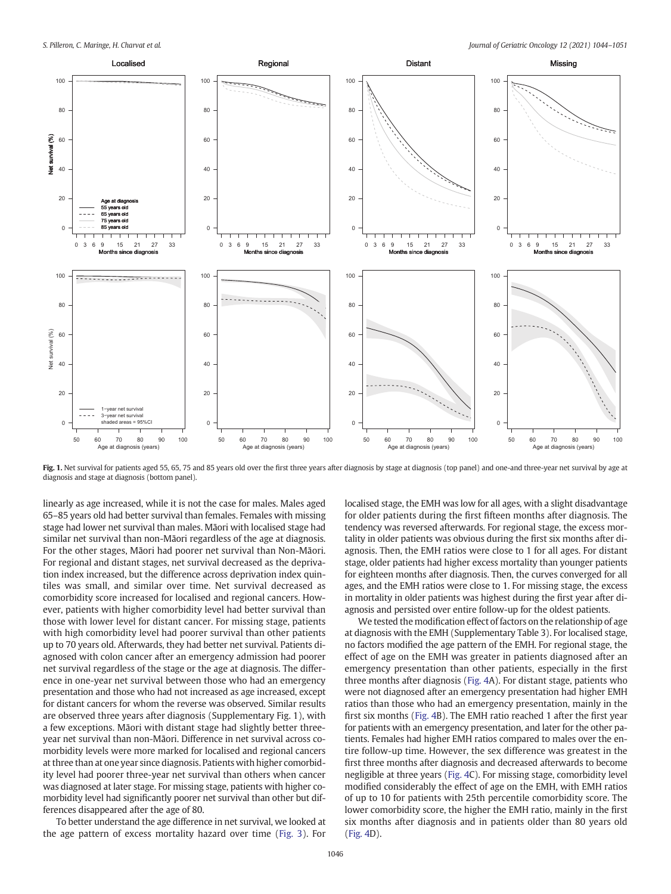**Fig. 1.** Net survival for patients aged 55, 65, 75 and 85 years old over the first three years after diagnosis by stage at diagnosis (top panel) and one-and three-year net survival by age at diagnosis and stage at diagnosis (bottom panel).

linearly as age increased, while it is not the case for males. Males aged 65–85 years old had better survival than females. Females with missing stage had lower net survival than males. Māori with localised stage had similar net survival than non-Māori regardless of the age at diagnosis. For the other stages, Māori had poorer net survival than Non-Māori. For regional and distant stages, net survival decreased as the deprivation index increased, but the difference across deprivation index quintiles was small, and similar over time. Net survival decreased as comorbidity score increased for localised and regional cancers. However, patients with higher comorbidity level had better survival than those with lower level for distant cancer. For missing stage, patients with high comorbidity level had poorer survival than other patients up to 70 years old. Afterwards, they had better net survival. Patients diagnosed with colon cancer after an emergency admission had poorer net survival regardless of the stage or the age at diagnosis. The difference in one-year net survival between those who had an emergency presentation and those who had not increased as age increased, except for distant cancers for whom the reverse was observed. Similar results are observed three years after diagnosis (Supplementary Fig. 1), with a few exceptions. Māori with distant stage had slightly better three-year net survival than non-Māori. Difference in net survival across comorbidity levels were more marked for localised and regional cancers at three than at one year since diagnosis. Patients with higher comorbidity level had poorer three-year net survival than others when cancer was diagnosed at later stage. For missing stage, patients with higher comorbidity level had significantly poorer net survival than other but differences disappeared after the age of 80.

To better understand the age difference in net survival, we looked at the age pattern of excess mortality hazard over time (Fig. 3). For localised stage, the EMH was low for all ages, with a slight disadvantage for older patients during the first fifteen months after diagnosis. The tendency was reversed afterwards. For regional stage, the excess mortality in older patients was obvious during the first six months after diagnosis. Then, the EMH ratios were close to 1 for all ages. For distant stage, older patients had higher excess mortality than younger patients for eighteen months after diagnosis. Then, the curves converged for all ages, and the EMH ratios were close to 1. For missing stage, the excess in mortality in older patients was highest during the first year after diagnosis and persisted over entire follow-up for the oldest patients.

We tested the modification effect of factors on the relationship of age at diagnosis with the EMH (Supplementary Table 3). For localised stage, no factors modified the age pattern of the EMH. For regional stage, the effect of age on the EMH was greater in patients diagnosed after an emergency presentation than other patients, especially in the first three months after diagnosis (Fig. 4A). For distant stage, patients who were not diagnosed after an emergency presentation had higher EMH ratios than those who had an emergency presentation, mainly in the first six months (Fig. 4B). The EMH ratio reached 1 after the first year for patients with an emergency presentation, and later for the other patients. Females had higher EMH ratios compared to males over the entire follow-up time. However, the sex difference was greatest in the first three months after diagnosis and decreased afterwards to become negligible at three years (Fig. 4C). For missing stage, comorbidity level modified considerably the effect of age on the EMH, with EMH ratios of up to 10 for patients with 25th percentile comorbidity score. The lower comorbidity score, the higher the EMH ratio, mainly in the first six months after diagnosis and in patients older than 80 years old (Fig. 4D).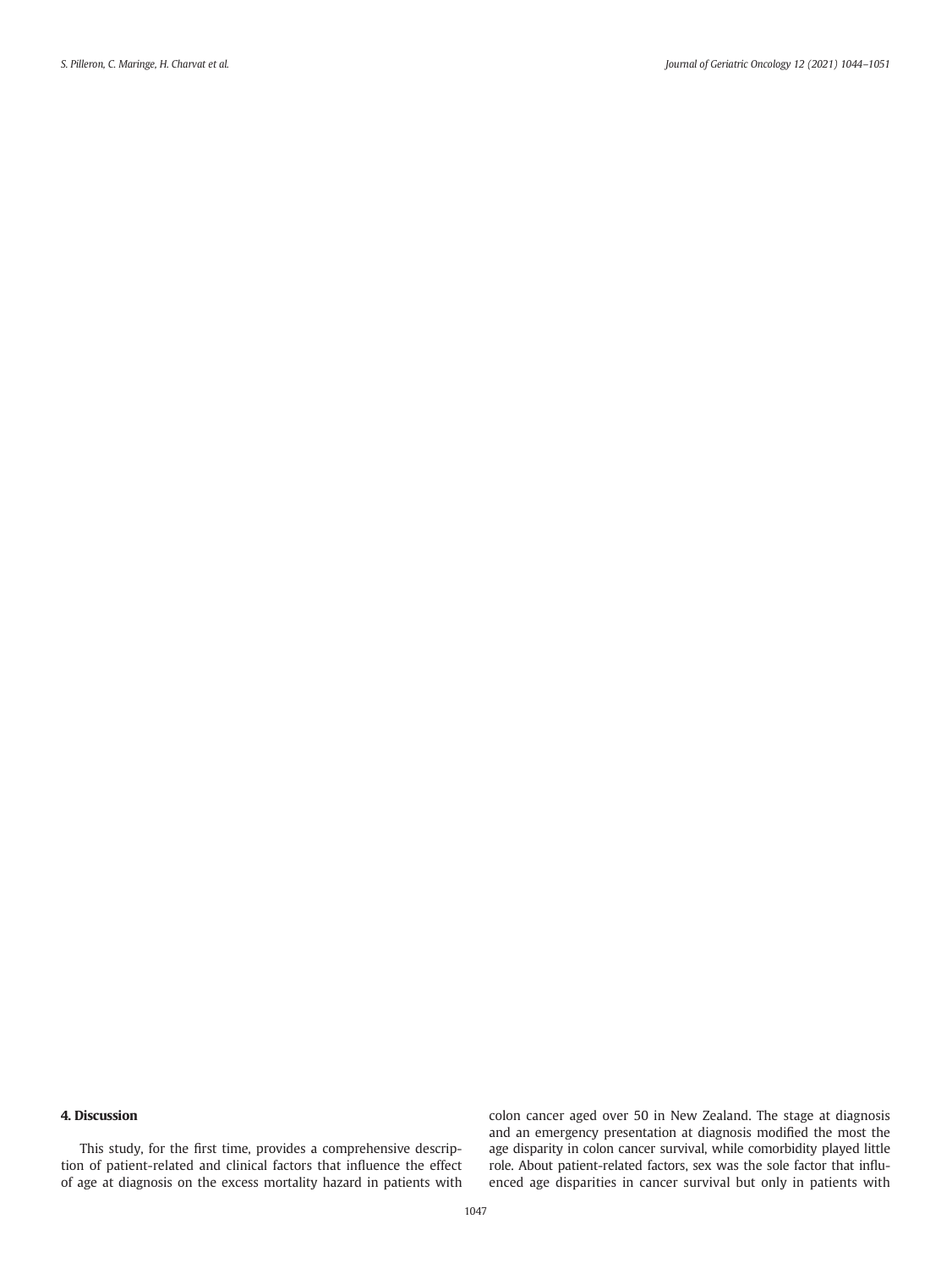## 4. Discussion

This study, for the first time, provides a comprehensive description of patient-related and clinical factors that influence the effect of age at diagnosis on the excess mortality hazard in patients with colon cancer aged over 50 in New Zealand. The stage at diagnosis and an emergency presentation at diagnosis modified the most the age disparity in colon cancer survival, while comorbidity played little role. About patient-related factors, sex was the sole factor that influenced age disparities in cancer survival but only in patients with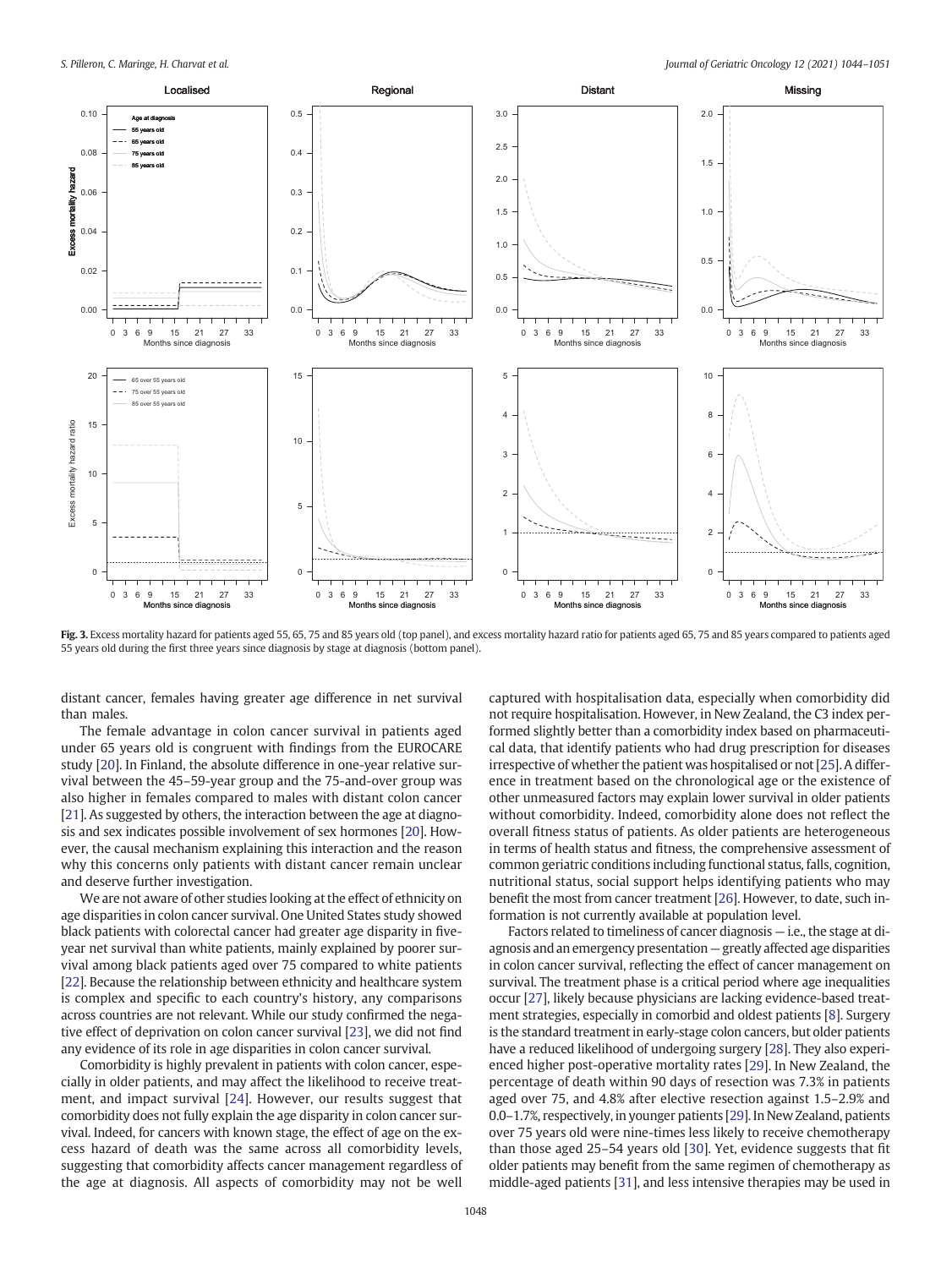**Fig. 3.** Excess mortality hazard for patients aged 55, 65, 75 and 85 years old (top panel), and excess mortality hazard ratio for patients aged 65, 75 and 85 years compared to patients aged 55 years old during the first three years since diagnosis by stage at diagnosis (bottom panel).

distant cancer, females having greater age difference in net survival than males.

The female advantage in colon cancer survival in patients aged under 65 years old is congruent with findings from the EUROCARE study [20]. In Finland, the absolute difference in one-year relative survival between the 45–59-year group and the 75-and-over group was also higher in females compared to males with distant colon cancer [21]. As suggested by others, the interaction between the age at diagnosis and sex indicates possible involvement of sex hormones [20]. However, the causal mechanism explaining this interaction and the reason why this concerns only patients with distant cancer remain unclear and deserve further investigation.

We are not aware of other studies looking at the effect of ethnicity on age disparities in colon cancer survival. One United States study showed black patients with colorectal cancer had greater age disparity in five-year net survival than white patients, mainly explained by poorer survival among black patients aged over 75 compared to white patients [22]. Because the relationship between ethnicity and healthcare system is complex and specific to each country's history, any comparisons across countries are not relevant. While our study confirmed the negative effect of deprivation on colon cancer survival [23], we did not find any evidence of its role in age disparities in colon cancer survival.

Comorbidity is highly prevalent in patients with colon cancer, especially in older patients, and may affect the likelihood to receive treatment, and impact survival [24]. However, our results suggest that comorbidity does not fully explain the age disparity in colon cancer survival. Indeed, for cancers with known stage, the effect of age on the excess hazard of death was the same across all comorbidity levels, suggesting that comorbidity affects cancer management regardless of the age at diagnosis. All aspects of comorbidity may not be well captured with hospitalisation data, especially when comorbidity did not require hospitalisation. However, in New Zealand, the C3 index performed slightly better than a comorbidity index based on pharmaceutical data, that identify patients who had drug prescription for diseases irrespective of whether the patient was hospitalised or not [25]. A difference in treatment based on the chronological age or the existence of other unmeasured factors may explain lower survival in older patients without comorbidity. Indeed, comorbidity alone does not reflect the overall fitness status of patients. As older patients are heterogeneous in terms of health status and fitness, the comprehensive assessment of common geriatric conditions including functional status, falls, cognition, nutritional status, social support helps identifying patients who may benefit the most from cancer treatment [26]. However, to date, such information is not currently available at population level.

Factors related to timeliness of cancer diagnosis — i.e., the stage at diagnosis and an emergency presentation — greatly affected age disparities in colon cancer survival, reflecting the effect of cancer management on survival. The treatment phase is a critical period where age inequalities occur [27], likely because physicians are lacking evidence-based treatment strategies, especially in comorbid and oldest patients [8]. Surgery is the standard treatment in early-stage colon cancers, but older patients have a reduced likelihood of undergoing surgery [28]. They also experienced higher post-operative mortality rates [29]. In New Zealand, the percentage of death within 90 days of resection was 7.3% in patients aged over 75, and 4.8% after elective resection against 1.5–2.9% and 0.0–1.7%, respectively, in younger patients [29]. In New Zealand, patients over 75 years old were nine-times less likely to receive chemotherapy than those aged 25–54 years old [30]. Yet, evidence suggests that fit older patients may benefit from the same regimen of chemotherapy as middle-aged patients [31], and less intensive therapies may be used in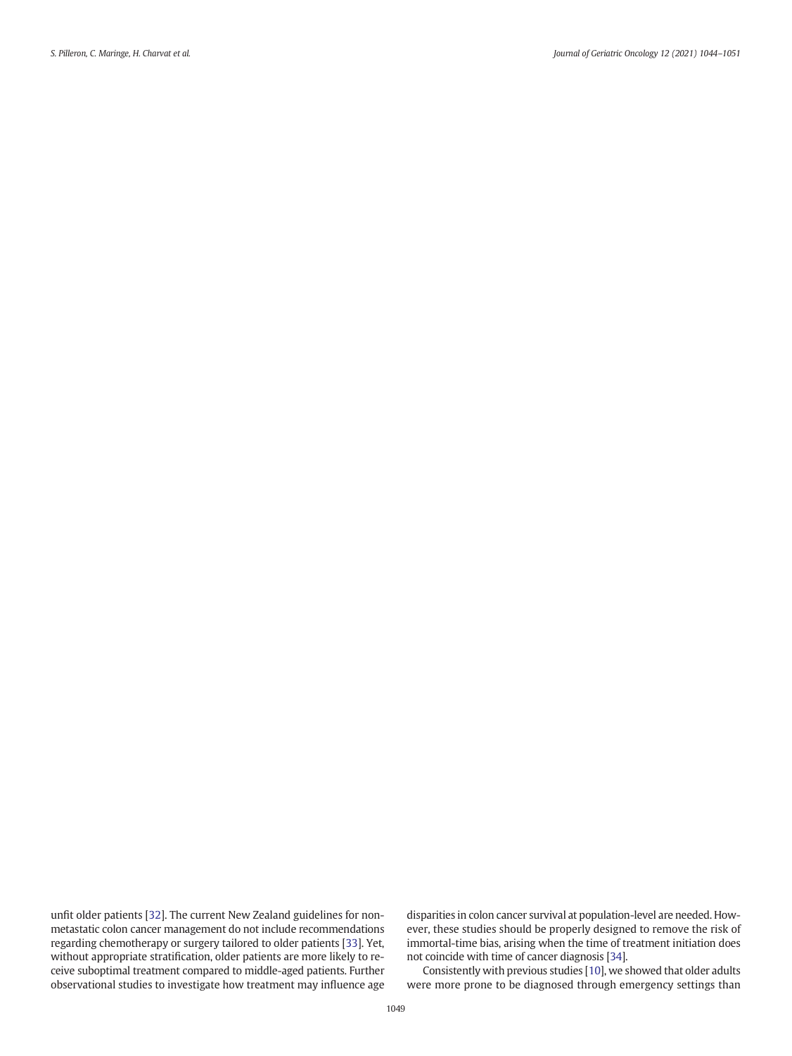unfit older patients [32]. The current New Zealand guidelines for non-metastatic colon cancer management do not include recommendations regarding chemotherapy or surgery tailored to older patients [33]. Yet, without appropriate stratification, older patients are more likely to receive suboptimal treatment compared to middle-aged patients. Further observational studies to investigate how treatment may influence age disparities in colon cancer survival at population-level are needed. However, these studies should be properly designed to remove the risk of immortal-time bias, arising when the time of treatment initiation does not coincide with time of cancer diagnosis [34].

Consistently with previous studies [10], we showed that older adults were more prone to be diagnosed through emergency settings than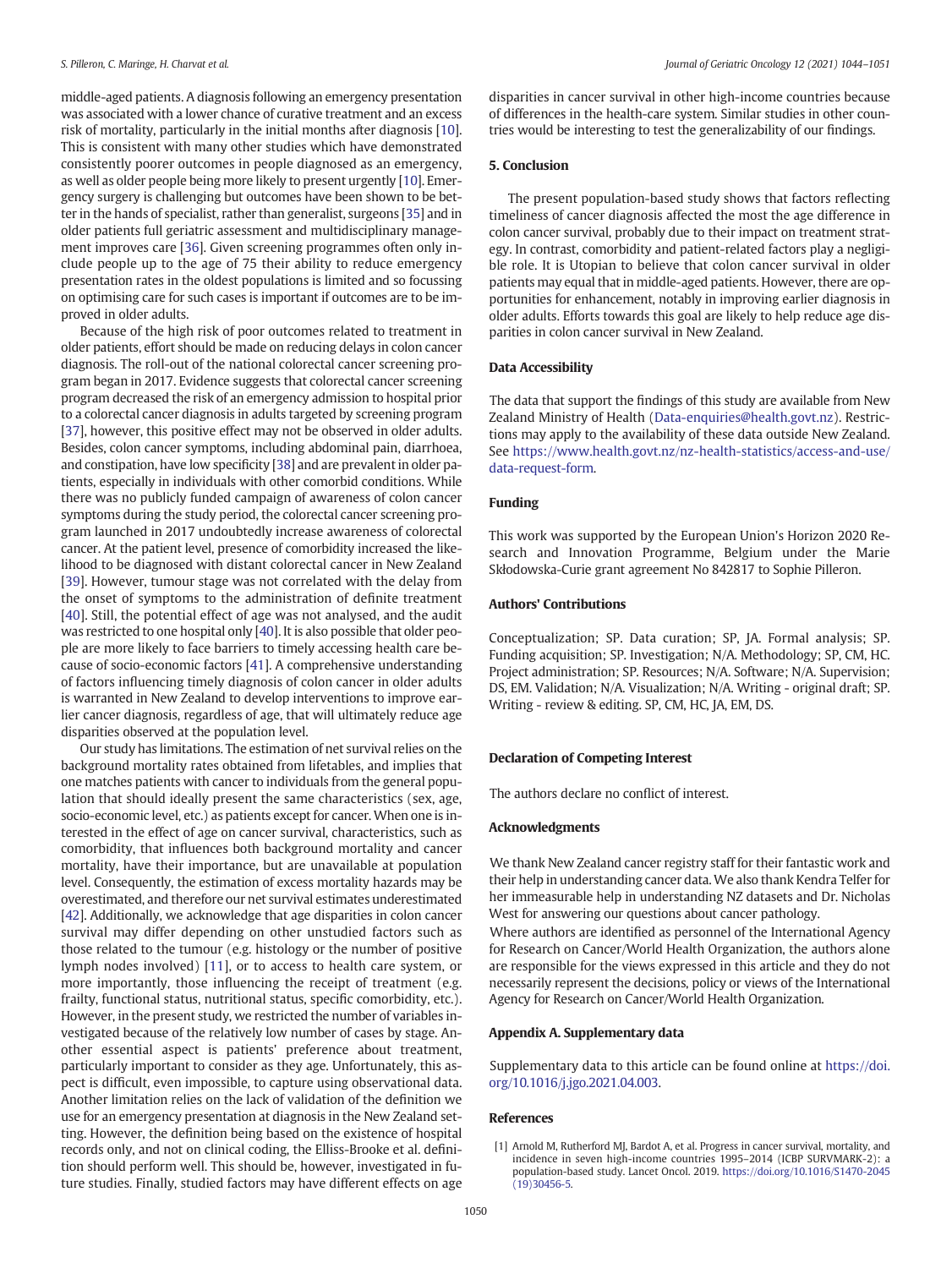middle-aged patients. A diagnosis following an emergency presentation was associated with a lower chance of curative treatment and an excess risk of mortality, particularly in the initial months after diagnosis [10]. This is consistent with many other studies which have demonstrated consistently poorer outcomes in people diagnosed as an emergency, as well as older people being more likely to present urgently [10]. Emergency surgery is challenging but outcomes have been shown to be better in the hands of specialist, rather than generalist, surgeons [35] and in older patients full geriatric assessment and multidisciplinary management improves care [36]. Given screening programmes often only include people up to the age of 75 their ability to reduce emergency presentation rates in the oldest populations is limited and so focussing on optimising care for such cases is important if outcomes are to be improved in older adults.

Because of the high risk of poor outcomes related to treatment in older patients, effort should be made on reducing delays in colon cancer diagnosis. The roll-out of the national colorectal cancer screening program began in 2017. Evidence suggests that colorectal cancer screening program decreased the risk of an emergency admission to hospital prior to a colorectal cancer diagnosis in adults targeted by screening program [37], however, this positive effect may not be observed in older adults. Besides, colon cancer symptoms, including abdominal pain, diarrhoea, and constipation, have low specificity [38] and are prevalent in older patients, especially in individuals with other comorbid conditions. While there was no publicly funded campaign of awareness of colon cancer symptoms during the study period, the colorectal cancer screening program launched in 2017 undoubtedly increase awareness of colorectal cancer. At the patient level, presence of comorbidity increased the likelihood to be diagnosed with distant colorectal cancer in New Zealand [39]. However, tumour stage was not correlated with the delay from the onset of symptoms to the administration of definite treatment [40]. Still, the potential effect of age was not analysed, and the audit was restricted to one hospital only [40]. It is also possible that older people are more likely to face barriers to timely accessing health care because of socio-economic factors [41]. A comprehensive understanding of factors influencing timely diagnosis of colon cancer in older adults is warranted in New Zealand to develop interventions to improve earlier cancer diagnosis, regardless of age, that will ultimately reduce age disparities observed at the population level.

Our study has limitations. The estimation of net survival relies on the background mortality rates obtained from lifetables, and implies that one matches patients with cancer to individuals from the general population that should ideally present the same characteristics (sex, age, socio-economic level, etc.) as patients except for cancer. When one is interested in the effect of age on cancer survival, characteristics, such as comorbidity, that influences both background mortality and cancer mortality, have their importance, but are unavailable at population level. Consequently, the estimation of excess mortality hazards may be overestimated, and therefore our net survival estimates underestimated [42]. Additionally, we acknowledge that age disparities in colon cancer survival may differ depending on other unstudied factors such as those related to the tumour (e.g. histology or the number of positive lymph nodes involved) [11], or to access to health care system, or more importantly, those influencing the receipt of treatment (e.g. frailty, functional status, nutritional status, specific comorbidity, etc.). However, in the present study, we restricted the number of variables investigated because of the relatively low number of cases by stage. Another essential aspect is patients' preference about treatment, particularly important to consider as they age. Unfortunately, this aspect is difficult, even impossible, to capture using observational data. Another limitation relies on the lack of validation of the definition we use for an emergency presentation at diagnosis in the New Zealand setting. However, the definition being based on the existence of hospital records only, and not on clinical coding, the Elliss-Brooke et al. definition should perform well. This should be, however, investigated in future studies. Finally, studied factors may have different effects on age disparities in cancer survival in other high-income countries because of differences in the health-care system. Similar studies in other countries would be interesting to test the generalizability of our findings.

## 5. Conclusion

The present population-based study shows that factors reflecting timeliness of cancer diagnosis affected the most the age difference in colon cancer survival, probably due to their impact on treatment strategy. In contrast, comorbidity and patient-related factors play a negligible role. It is Utopian to believe that colon cancer survival in older patients may equal that in middle-aged patients. However, there are opportunities for enhancement, notably in improving earlier diagnosis in older adults. Efforts towards this goal are likely to help reduce age disparities in colon cancer survival in New Zealand.

## Data Accessibility

The data that support the findings of this study are available from New Zealand Ministry of Health (Data-enquiries@health.govt.nz). Restrictions may apply to the availability of these data outside New Zealand. See https://www.health.govt.nz/nz-health-statistics/access-and-use/data-request-form.

## Funding

This work was supported by the European Union's Horizon 2020 Research and Innovation Programme, Belgium under the Marie Skłodowska-Curie grant agreement No 842817 to Sophie Pilleron.

## Authors' Contributions

Conceptualization; SP. Data curation; SP, JA. Formal analysis; SP. Funding acquisition; SP. Investigation; N/A. Methodology; SP, CM, HC. Project administration; SP. Resources; N/A. Software; N/A. Supervision; DS, EM. Validation; N/A. Visualization; N/A. Writing - original draft; SP. Writing - review & editing. SP, CM, HC, JA, EM, DS.

## Declaration of Competing Interest

The authors declare no conflict of interest.

## Acknowledgments

We thank New Zealand cancer registry staff for their fantastic work and their help in understanding cancer data. We also thank Kendra Telfer for her immeasurable help in understanding NZ datasets and Dr. Nicholas West for answering our questions about cancer pathology.

Where authors are identified as personnel of the International Agency for Research on Cancer/World Health Organization, the authors alone are responsible for the views expressed in this article and they do not necessarily represent the decisions, policy or views of the International Agency for Research on Cancer/World Health Organization.

## Appendix A. Supplementary data

Supplementary data to this article can be found online at https://doi.org/10.1016/j.jgo.2021.04.003.

## References

[1] Arnold M, Rutherford MJ, Bardot A, et al. Progress in cancer survival, mortality, and incidence in seven high-income countries 1995–2014 (ICBP SURVMARK-2): a population-based study. Lancet Oncol. 2019. https://doi.org/10.1016/S1470-2045(19)30456-5.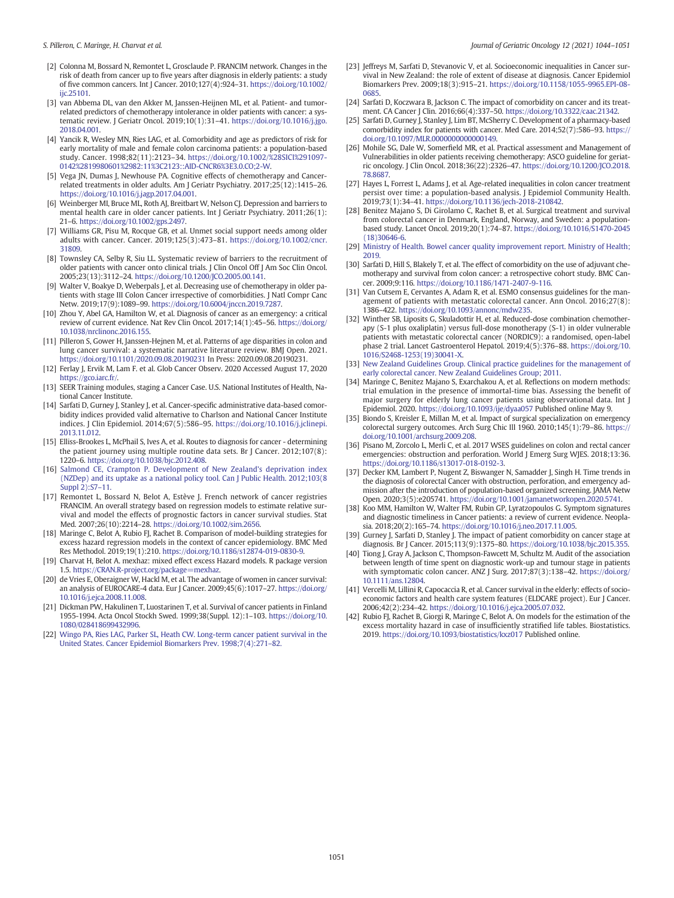[2] Colonna M, Bossard N, Remontet L, Grosclaude P. FRANCIM network. Changes in the risk of death from cancer up to five years after diagnosis in elderly patients: a study of five common cancers. Int J Cancer. 2010;127(4):924–31. https://doi.org/10.1002/ijc.25101.

[3] van Abbema DL, van den Akker M, Janssen-Heijnen ML, et al. Patient- and tumor-related predictors of chemotherapy intolerance in older patients with cancer: a systematic review. J Geriatr Oncol. 2019;10(1):31–41. https://doi.org/10.1016/j.jgo.2018.04.001.

[4] Yancik R, Wesley MN, Ries LAG, et al. Comorbidity and age as predictors of risk for early mortality of male and female colon carcinoma patients: a population-based study. Cancer. 1998;82(11):2123–34. https://doi.org/10.1002/%28SICI%291097-0142%2819980601%2982:11%3C2123::AID-CNCR6%3E3.0.CO;2-W.

[5] Vega JN, Dumas J, Newhouse PA. Cognitive effects of chemotherapy and Cancer-related treatments in older adults. Am J Geriatr Psychiatry. 2017;25(12):1415–26. https://doi.org/10.1016/j.jagp.2017.04.001.

[6] Weinberger MI, Bruce ML, Roth AJ, Breitbart W, Nelson CJ. Depression and barriers to mental health care in older cancer patients. Int J Geriatr Psychiatry. 2011;26(1):21–6. https://doi.org/10.1002/gps.2497.

[7] Williams GR, Pisu M, Rocque GB, et al. Unmet social support needs among older adults with cancer. Cancer. 2019;125(3):473–81. https://doi.org/10.1002/cncr.31809.

[8] Townsley CA, Selby R, Siu LL. Systematic review of barriers to the recruitment of older patients with cancer onto clinical trials. J Clin Oncol Off J Am Soc Clin Oncol. 2005;23(13):3112–24. https://doi.org/10.1200/JCO.2005.00.141.

[9] Walter V, Boakye D, Weberpals J, et al. Decreasing use of chemotherapy in older patients with stage III Colon Cancer irrespective of comorbidities. J Natl Compr Canc Netw. 2019;17(9):1089–99. https://doi.org/10.6004/jnccn.2019.7287.

[10] Zhou Y, Abel GA, Hamilton W, et al. Diagnosis of cancer as an emergency: a critical review of current evidence. Nat Rev Clin Oncol. 2017;14(1):45–56. https://doi.org/10.1038/nrclinonc.2016.155.

[11] Pilleron S, Gower H, Janssen-Hejnen M, et al. Patterns of age disparities in colon and lung cancer survival: a systematic narrative literature review. BMJ Open. 2021. https://doi.org/10.1101/2020.09.08.20190231 In Press: 2020.09.08.20190231.

[12] Ferlay J, Ervik M, Lam F. et al. Glob Cancer Observ. 2020 Accessed August 17, 2020 https://gco.iarc.fr/.

[13] SEER Training modules, staging a Cancer Case. U.S. National Institutes of Health, National Cancer Institute.

[14] Sarfati D, Gurney J, Stanley J, et al. Cancer-specific administrative data-based comorbidity indices provided valid alternative to Charlson and National Cancer Institute indices. J Clin Epidemiol. 2014;67(5):586–95. https://doi.org/10.1016/j.jclinepi.2013.11.012.

[15] Elliss-Brookes L, McPhail S, Ives A, et al. Routes to diagnosis for cancer - determining the patient journey using multiple routine data sets. Br J Cancer. 2012;107(8):1220–6. https://doi.org/10.1038/bjc.2012.408.

[16] Salmond CE, Crampton P. Development of New Zealand's deprivation index (NZDep) and its uptake as a national policy tool. Can J Public Health. 2012;103(8 Suppl 2):S7–11.

[17] Remontet L, Bossard N, Belot A, Estève J. French network of cancer registries FRANCIM. An overall strategy based on regression models to estimate relative survival and model the effects of prognostic factors in cancer survival studies. Stat Med. 2007;26(10):2214–28. https://doi.org/10.1002/sim.2656.

[18] Maringe C, Belot A, Rubio FJ, Rachet B. Comparison of model-building strategies for excess hazard regression models in the context of cancer epidemiology. BMC Med Res Methodol. 2019;19(1):210. https://doi.org/10.1186/s12874-019-0830-9.

[19] Charvat H, Belot A. mexhaz: mixed effect excess Hazard models. R package version 1.5. https://CRAN.R-project.org/package=mexhaz.

[20] de Vries E, Oberaigner W, Hackl M, et al. The advantage of women in cancer survival: an analysis of EUROCARE-4 data. Eur J Cancer. 2009;45(6):1017–27. https://doi.org/10.1016/j.ejca.2008.11.008.

[21] Dickman PW, Hakulinen T, Luostarinen T, et al. Survival of cancer patients in Finland 1955-1994. Acta Oncol Stockh Swed. 1999;38(Suppl. 12):1–103. https://doi.org/10.1080/028418699432996.

[22] Wingo PA, Ries LAG, Parker SL, Heath CW. Long-term cancer patient survival in the United States. Cancer Epidemiol Biomarkers Prev. 1998;7(4):271–82.

[23] Jeffreys M, Sarfati D, Stevanovic V, et al. Socioeconomic inequalities in Cancer survival in New Zealand: the role of extent of disease at diagnosis. Cancer Epidemiol Biomarkers Prev. 2009;18(3):915–21. https://doi.org/10.1158/1055-9965.EPI-08-0685.

[24] Sarfati D, Koczwara B, Jackson C. The impact of comorbidity on cancer and its treatment. CA Cancer J Clin. 2016;66(4):337–50. https://doi.org/10.3322/caac.21342.

[25] Sarfati D, Gurney J, Stanley J, Lim BT, McSherry C. Development of a pharmacy-based comorbidity index for patients with cancer. Med Care. 2014;52(7):586–93. https://doi.org/10.1097/MLR.0000000000000149.

[26] Mohile SG, Dale W, Somerfield MR, et al. Practical assessment and Management of Vulnerabilities in older patients receiving chemotherapy: ASCO guideline for geriatric oncology. J Clin Oncol. 2018;36(22):2326–47. https://doi.org/10.1200/JCO.2018.78.8687.

[27] Hayes L, Forrest L, Adams J, et al. Age-related inequalities in colon cancer treatment persist over time: a population-based analysis. J Epidemiol Community Health. 2019;73(1):34–41. https://doi.org/10.1136/jech-2018-210842.

[28] Benitez Majano S, Di Girolamo C, Rachet B, et al. Surgical treatment and survival from colorectal cancer in Denmark, England, Norway, and Sweden: a population-based study. Lancet Oncol. 2019;20(1):74–87. https://doi.org/10.1016/S1470-2045(18)30646-6.

[29] Ministry of Health. Bowel cancer quality improvement report. Ministry of Health; 2019.

[30] Sarfati D, Hill S, Blakely T, et al. The effect of comorbidity on the use of adjuvant chemotherapy and survival from colon cancer: a retrospective cohort study. BMC Cancer. 2009;9:116. https://doi.org/10.1186/1471-2407-9-116.

[31] Van Cutsem E, Cervantes A, Adam R, et al. ESMO consensus guidelines for the management of patients with metastatic colorectal cancer. Ann Oncol. 2016;27(8):1386–422. https://doi.org/10.1093/annonc/mdw235.

[32] Winther SB, Liposits G, Skuladottir H, et al. Reduced-dose combination chemotherapy (S-1 plus oxaliplatin) versus full-dose monotherapy (S-1) in older vulnerable patients with metastatic colorectal cancer (NORDIC9): a randomised, open-label phase 2 trial. Lancet Gastroenterol Hepatol. 2019;4(5):376–88. https://doi.org/10.1016/S2468-1253(19)30041-X.

[33] New Zealand Guidelines Group. Clinical practice guidelines for the management of early colorectal cancer. New Zealand Guidelines Group; 2011.

[34] Maringe C, Benitez Majano S, Exarchakou A, et al. Reflections on modern methods: trial emulation in the presence of immortal-time bias. Assessing the benefit of major surgery for elderly lung cancer patients using observational data. Int J Epidemiol. 2020. https://doi.org/10.1093/ije/dyaa057 Published online May 9.

[35] Biondo S, Kreisler E, Millan M, et al. Impact of surgical specialization on emergency colorectal surgery outcomes. Arch Surg Chic Ill 1960. 2010;145(1):79–86. https://doi.org/10.1001/archsurg.2009.208.

[36] Pisano M, Zorcolo L, Merli C, et al. 2017 WSES guidelines on colon and rectal cancer emergencies: obstruction and perforation. World J Emerg Surg WJES. 2018;13:36. https://doi.org/10.1186/s13017-018-0192-3.

[37] Decker KM, Lambert P, Nugent Z, Biswanger N, Samadder J, Singh H. Time trends in the diagnosis of colorectal Cancer with obstruction, perforation, and emergency admission after the introduction of population-based organized screening. JAMA Netw Open. 2020;3(5):e205741. https://doi.org/10.1001/jamanetworkopen.2020.5741.

[38] Koo MM, Hamilton W, Walter FM, Rubin GP, Lyratzopoulos G. Symptom signatures and diagnostic timeliness in Cancer patients: a review of current evidence. Neoplasia. 2018;20(2):165–74. https://doi.org/10.1016/j.neo.2017.11.005.

[39] Gurney J, Sarfati D, Stanley J. The impact of patient comorbidity on cancer stage at diagnosis. Br J Cancer. 2015;113(9):1375–80. https://doi.org/10.1038/bjc.2015.355.

[40] Tiong J, Gray A, Jackson C, Thompson-Fawcett M, Schultz M. Audit of the association between length of time spent on diagnostic work-up and tumour stage in patients with symptomatic colon cancer. ANZ J Surg. 2017;87(3):138–42. https://doi.org/10.1111/ans.12804.

[41] Vercelli M, Lillini R, Capocaccia R, et al. Cancer survival in the elderly: effects of socio-economic factors and health care system features (ELDCARE project). Eur J Cancer. 2006;42(2):234–42. https://doi.org/10.1016/j.ejca.2005.07.032.

[42] Rubio FJ, Rachet B, Giorgi R, Maringe C, Belot A. On models for the estimation of the excess mortality hazard in case of insufficiently stratified life tables. Biostatistics. 2019. https://doi.org/10.1093/biostatistics/kxz017 Published online.